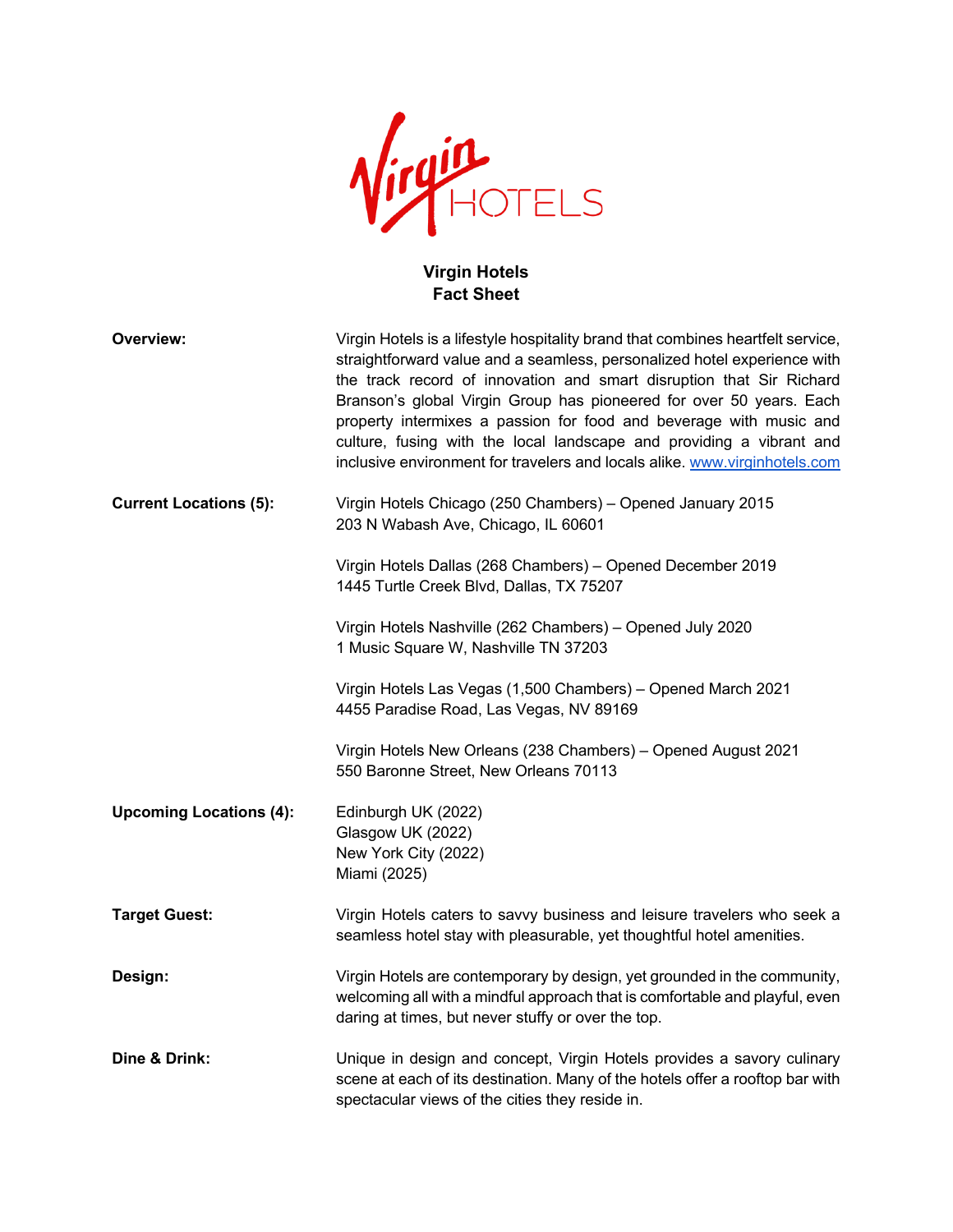# Virgin Hotels
## Fact Sheet

**Overview:**

Virgin Hotels is a lifestyle hospitality brand that combines heartfelt service, straightforward value and a seamless, personalized hotel experience with the track record of innovation and smart disruption that Sir Richard Branson's global Virgin Group has pioneered for over 50 years. Each property intermixes a passion for food and beverage with music and culture, fusing with the local landscape and providing a vibrant and inclusive environment for travelers and locals alike. www.virginhotels.com

**Current Locations (5):**

Virgin Hotels Chicago (250 Chambers) – Opened January 2015
203 N Wabash Ave, Chicago, IL 60601

Virgin Hotels Dallas (268 Chambers) – Opened December 2019
1445 Turtle Creek Blvd, Dallas, TX 75207

Virgin Hotels Nashville (262 Chambers) – Opened July 2020
1 Music Square W, Nashville TN 37203

Virgin Hotels Las Vegas (1,500 Chambers) – Opened March 2021
4455 Paradise Road, Las Vegas, NV 89169

Virgin Hotels New Orleans (238 Chambers) – Opened August 2021
550 Baronne Street, New Orleans 70113

**Upcoming Locations (4):**

Edinburgh UK (2022)
Glasgow UK (2022)
New York City (2022)
Miami (2025)

**Target Guest:**

Virgin Hotels caters to savvy business and leisure travelers who seek a seamless hotel stay with pleasurable, yet thoughtful hotel amenities.

**Design:**

Virgin Hotels are contemporary by design, yet grounded in the community, welcoming all with a mindful approach that is comfortable and playful, even daring at times, but never stuffy or over the top.

**Dine & Drink:**

Unique in design and concept, Virgin Hotels provides a savory culinary scene at each of its destination. Many of the hotels offer a rooftop bar with spectacular views of the cities they reside in.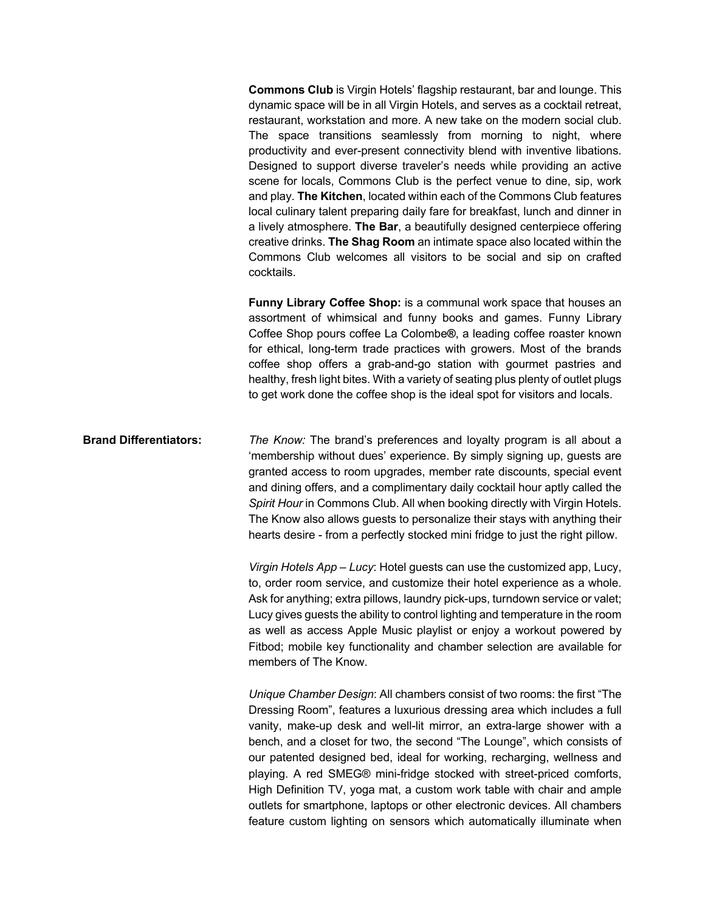**Commons Club** is Virgin Hotels' flagship restaurant, bar and lounge. This dynamic space will be in all Virgin Hotels, and serves as a cocktail retreat, restaurant, workstation and more. A new take on the modern social club. The space transitions seamlessly from morning to night, where productivity and ever-present connectivity blend with inventive libations. Designed to support diverse traveler's needs while providing an active scene for locals, Commons Club is the perfect venue to dine, sip, work and play. **The Kitchen**, located within each of the Commons Club features local culinary talent preparing daily fare for breakfast, lunch and dinner in a lively atmosphere. **The Bar**, a beautifully designed centerpiece offering creative drinks. **The Shag Room** an intimate space also located within the Commons Club welcomes all visitors to be social and sip on crafted cocktails.

**Funny Library Coffee Shop:** is a communal work space that houses an assortment of whimsical and funny books and games. Funny Library Coffee Shop pours coffee La Colombe®, a leading coffee roaster known for ethical, long-term trade practices with growers. Most of the brands coffee shop offers a grab-and-go station with gourmet pastries and healthy, fresh light bites. With a variety of seating plus plenty of outlet plugs to get work done the coffee shop is the ideal spot for visitors and locals.

**Brand Differentiators:**

*The Know:* The brand's preferences and loyalty program is all about a 'membership without dues' experience. By simply signing up, guests are granted access to room upgrades, member rate discounts, special event and dining offers, and a complimentary daily cocktail hour aptly called the *Spirit Hour* in Commons Club. All when booking directly with Virgin Hotels. The Know also allows guests to personalize their stays with anything their hearts desire - from a perfectly stocked mini fridge to just the right pillow.

*Virgin Hotels App – Lucy*: Hotel guests can use the customized app, Lucy, to, order room service, and customize their hotel experience as a whole. Ask for anything; extra pillows, laundry pick-ups, turndown service or valet; Lucy gives guests the ability to control lighting and temperature in the room as well as access Apple Music playlist or enjoy a workout powered by Fitbod; mobile key functionality and chamber selection are available for members of The Know.

*Unique Chamber Design*: All chambers consist of two rooms: the first "The Dressing Room", features a luxurious dressing area which includes a full vanity, make-up desk and well-lit mirror, an extra-large shower with a bench, and a closet for two, the second "The Lounge", which consists of our patented designed bed, ideal for working, recharging, wellness and playing. A red SMEG® mini-fridge stocked with street-priced comforts, High Definition TV, yoga mat, a custom work table with chair and ample outlets for smartphone, laptops or other electronic devices. All chambers feature custom lighting on sensors which automatically illuminate when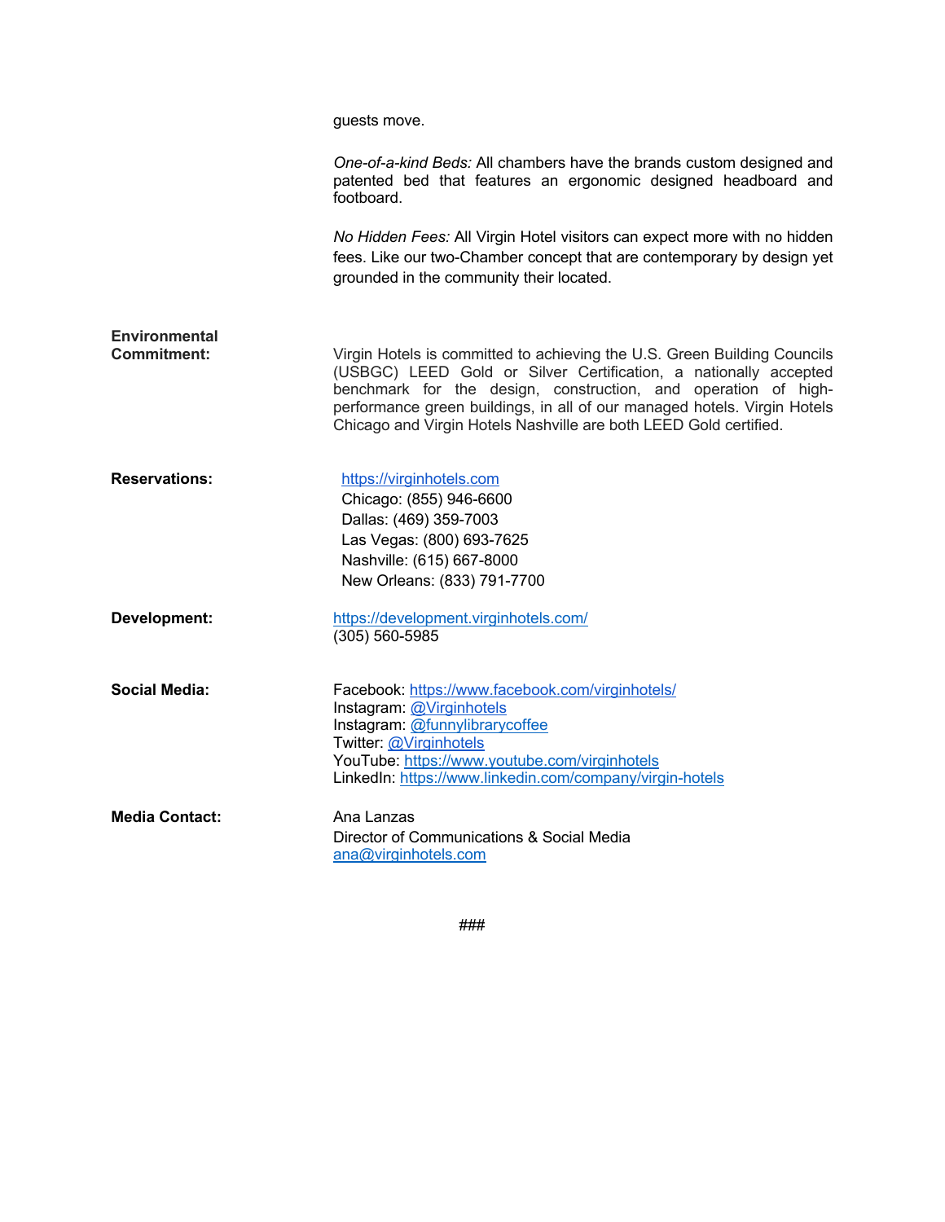guests move.

*One-of-a-kind Beds:* All chambers have the brands custom designed and patented bed that features an ergonomic designed headboard and footboard.

*No Hidden Fees:* All Virgin Hotel visitors can expect more with no hidden fees. Like our two-Chamber concept that are contemporary by design yet grounded in the community their located.

**Environmental Commitment:**

Virgin Hotels is committed to achieving the U.S. Green Building Councils (USBGC) LEED Gold or Silver Certification, a nationally accepted benchmark for the design, construction, and operation of high-performance green buildings, in all of our managed hotels. Virgin Hotels Chicago and Virgin Hotels Nashville are both LEED Gold certified.

**Reservations:**

https://virginhotels.com
Chicago: (855) 946-6600
Dallas: (469) 359-7003
Las Vegas: (800) 693-7625
Nashville: (615) 667-8000
New Orleans: (833) 791-7700

**Development:**

https://development.virginhotels.com/
(305) 560-5985

**Social Media:**

Facebook: https://www.facebook.com/virginhotels/
Instagram: @Virginhotels
Instagram: @funnylibrarycoffee
Twitter: @Virginhotels
YouTube: https://www.youtube.com/virginhotels
LinkedIn: https://www.linkedin.com/company/virgin-hotels

**Media Contact:**

Ana Lanzas
Director of Communications & Social Media
ana@virginhotels.com

###